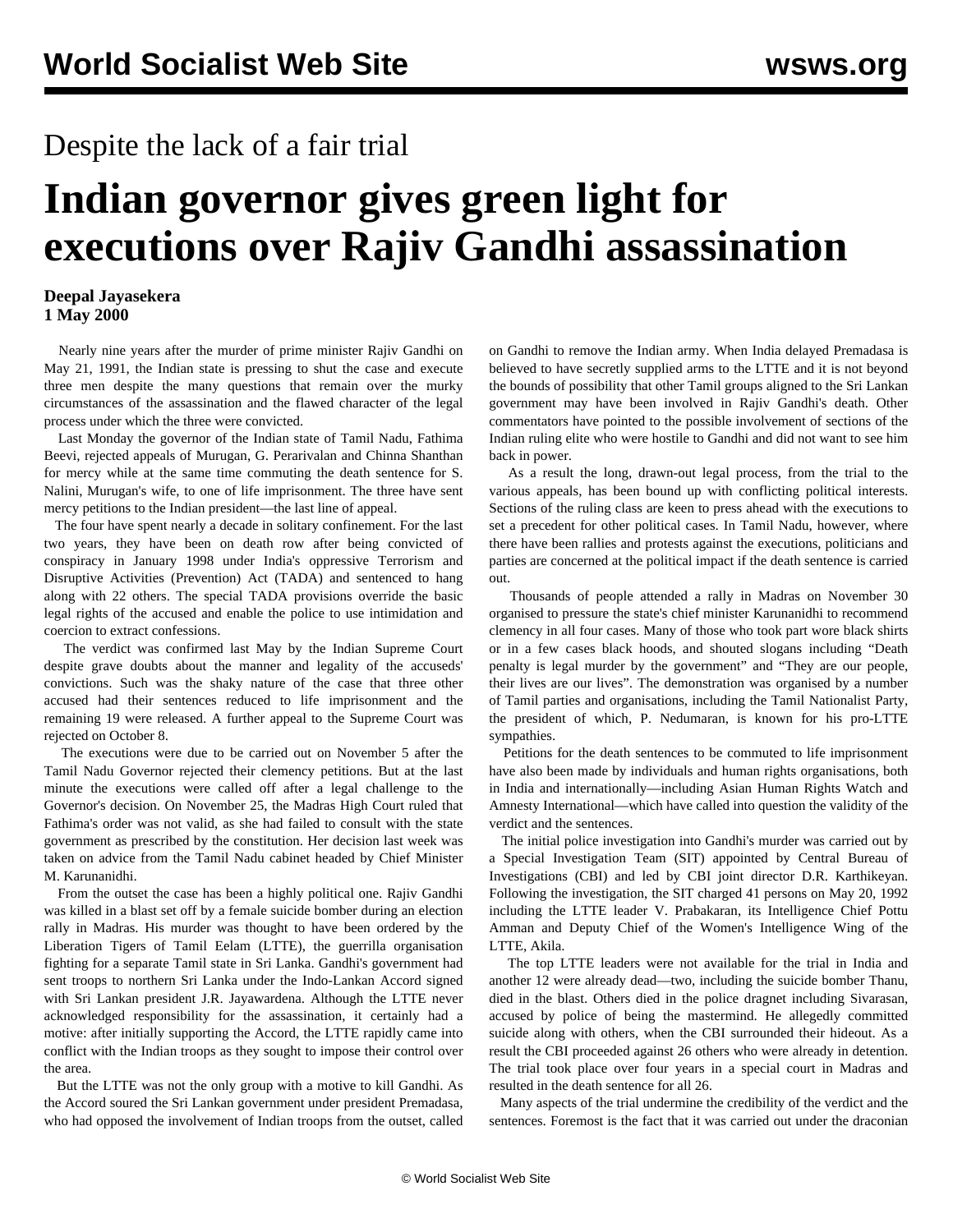Despite the lack of a fair trial

# Indian governor gives green light for executions over Rajiv Gandhi assassination

**Deepal Jayasekera**
**1 May 2000**

Nearly nine years after the murder of prime minister Rajiv Gandhi on May 21, 1991, the Indian state is pressing to shut the case and execute three men despite the many questions that remain over the murky circumstances of the assassination and the flawed character of the legal process under which the three were convicted.

Last Monday the governor of the Indian state of Tamil Nadu, Fathima Beevi, rejected appeals of Murugan, G. Perarivalan and Chinna Shanthan for mercy while at the same time commuting the death sentence for S. Nalini, Murugan's wife, to one of life imprisonment. The three have sent mercy petitions to the Indian president—the last line of appeal.

The four have spent nearly a decade in solitary confinement. For the last two years, they have been on death row after being convicted of conspiracy in January 1998 under India's oppressive Terrorism and Disruptive Activities (Prevention) Act (TADA) and sentenced to hang along with 22 others. The special TADA provisions override the basic legal rights of the accused and enable the police to use intimidation and coercion to extract confessions.

The verdict was confirmed last May by the Indian Supreme Court despite grave doubts about the manner and legality of the accuseds' convictions. Such was the shaky nature of the case that three other accused had their sentences reduced to life imprisonment and the remaining 19 were released. A further appeal to the Supreme Court was rejected on October 8.

The executions were due to be carried out on November 5 after the Tamil Nadu Governor rejected their clemency petitions. But at the last minute the executions were called off after a legal challenge to the Governor's decision. On November 25, the Madras High Court ruled that Fathima's order was not valid, as she had failed to consult with the state government as prescribed by the constitution. Her decision last week was taken on advice from the Tamil Nadu cabinet headed by Chief Minister M. Karunanidhi.

From the outset the case has been a highly political one. Rajiv Gandhi was killed in a blast set off by a female suicide bomber during an election rally in Madras. His murder was thought to have been ordered by the Liberation Tigers of Tamil Eelam (LTTE), the guerrilla organisation fighting for a separate Tamil state in Sri Lanka. Gandhi's government had sent troops to northern Sri Lanka under the Indo-Lankan Accord signed with Sri Lankan president J.R. Jayawardena. Although the LTTE never acknowledged responsibility for the assassination, it certainly had a motive: after initially supporting the Accord, the LTTE rapidly came into conflict with the Indian troops as they sought to impose their control over the area.

But the LTTE was not the only group with a motive to kill Gandhi. As the Accord soured the Sri Lankan government under president Premadasa, who had opposed the involvement of Indian troops from the outset, called on Gandhi to remove the Indian army. When India delayed Premadasa is believed to have secretly supplied arms to the LTTE and it is not beyond the bounds of possibility that other Tamil groups aligned to the Sri Lankan government may have been involved in Rajiv Gandhi's death. Other commentators have pointed to the possible involvement of sections of the Indian ruling elite who were hostile to Gandhi and did not want to see him back in power.

As a result the long, drawn-out legal process, from the trial to the various appeals, has been bound up with conflicting political interests. Sections of the ruling class are keen to press ahead with the executions to set a precedent for other political cases. In Tamil Nadu, however, where there have been rallies and protests against the executions, politicians and parties are concerned at the political impact if the death sentence is carried out.

Thousands of people attended a rally in Madras on November 30 organised to pressure the state's chief minister Karunanidhi to recommend clemency in all four cases. Many of those who took part wore black shirts or in a few cases black hoods, and shouted slogans including "Death penalty is legal murder by the government" and "They are our people, their lives are our lives". The demonstration was organised by a number of Tamil parties and organisations, including the Tamil Nationalist Party, the president of which, P. Nedumaran, is known for his pro-LTTE sympathies.

Petitions for the death sentences to be commuted to life imprisonment have also been made by individuals and human rights organisations, both in India and internationally—including Asian Human Rights Watch and Amnesty International—which have called into question the validity of the verdict and the sentences.

The initial police investigation into Gandhi's murder was carried out by a Special Investigation Team (SIT) appointed by Central Bureau of Investigations (CBI) and led by CBI joint director D.R. Karthikeyan. Following the investigation, the SIT charged 41 persons on May 20, 1992 including the LTTE leader V. Prabakaran, its Intelligence Chief Pottu Amman and Deputy Chief of the Women's Intelligence Wing of the LTTE, Akila.

The top LTTE leaders were not available for the trial in India and another 12 were already dead—two, including the suicide bomber Thanu, died in the blast. Others died in the police dragnet including Sivarasan, accused by police of being the mastermind. He allegedly committed suicide along with others, when the CBI surrounded their hideout. As a result the CBI proceeded against 26 others who were already in detention. The trial took place over four years in a special court in Madras and resulted in the death sentence for all 26.

Many aspects of the trial undermine the credibility of the verdict and the sentences. Foremost is the fact that it was carried out under the draconian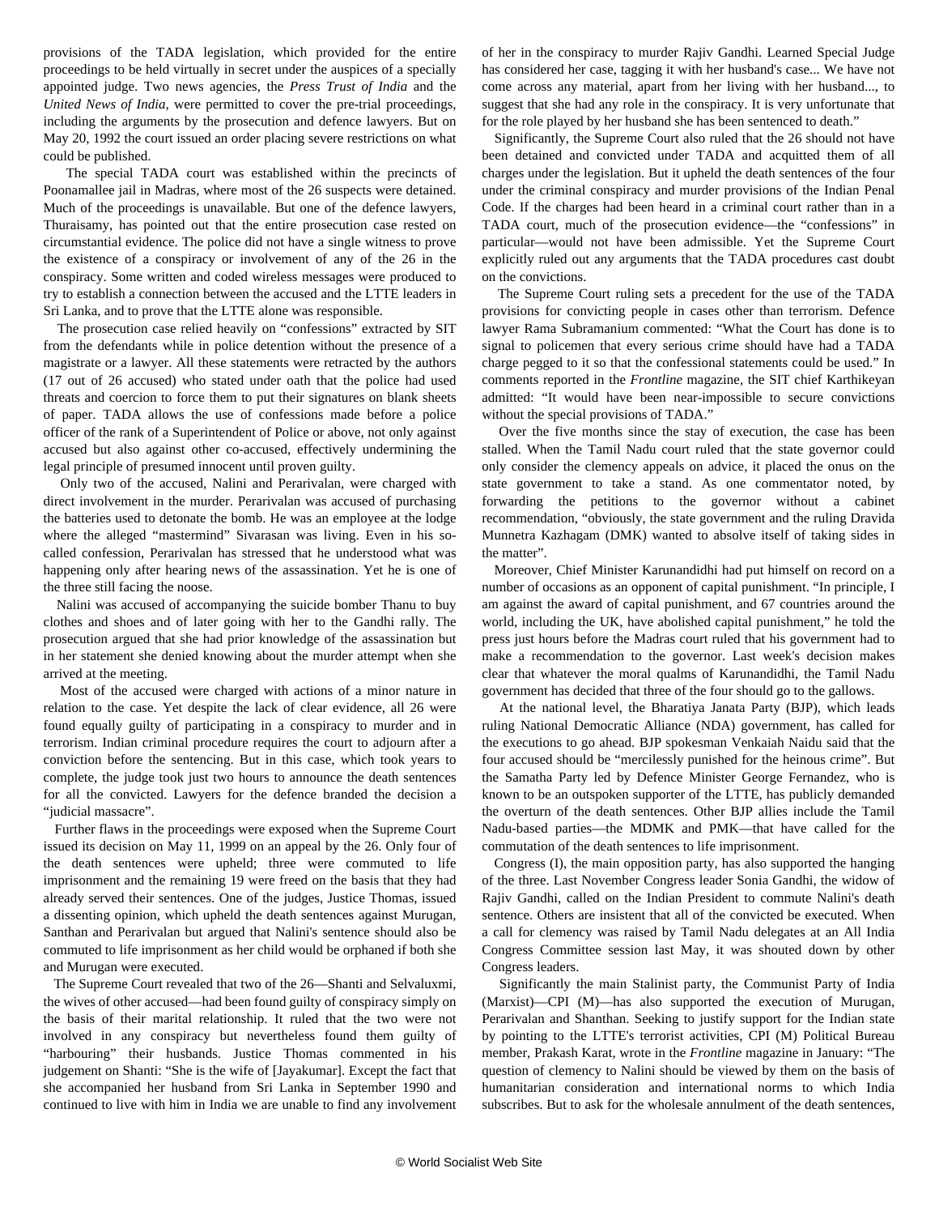provisions of the TADA legislation, which provided for the entire proceedings to be held virtually in secret under the auspices of a specially appointed judge. Two news agencies, the *Press Trust of India* and the *United News of India,* were permitted to cover the pre-trial proceedings, including the arguments by the prosecution and defence lawyers. But on May 20, 1992 the court issued an order placing severe restrictions on what could be published.

The special TADA court was established within the precincts of Poonamallee jail in Madras, where most of the 26 suspects were detained. Much of the proceedings is unavailable. But one of the defence lawyers, Thuraisamy, has pointed out that the entire prosecution case rested on circumstantial evidence. The police did not have a single witness to prove the existence of a conspiracy or involvement of any of the 26 in the conspiracy. Some written and coded wireless messages were produced to try to establish a connection between the accused and the LTTE leaders in Sri Lanka, and to prove that the LTTE alone was responsible.

The prosecution case relied heavily on "confessions" extracted by SIT from the defendants while in police detention without the presence of a magistrate or a lawyer. All these statements were retracted by the authors (17 out of 26 accused) who stated under oath that the police had used threats and coercion to force them to put their signatures on blank sheets of paper. TADA allows the use of confessions made before a police officer of the rank of a Superintendent of Police or above, not only against accused but also against other co-accused, effectively undermining the legal principle of presumed innocent until proven guilty.

Only two of the accused, Nalini and Perarivalan, were charged with direct involvement in the murder. Perarivalan was accused of purchasing the batteries used to detonate the bomb. He was an employee at the lodge where the alleged "mastermind" Sivarasan was living. Even in his so-called confession, Perarivalan has stressed that he understood what was happening only after hearing news of the assassination. Yet he is one of the three still facing the noose.

Nalini was accused of accompanying the suicide bomber Thanu to buy clothes and shoes and of later going with her to the Gandhi rally. The prosecution argued that she had prior knowledge of the assassination but in her statement she denied knowing about the murder attempt when she arrived at the meeting.

Most of the accused were charged with actions of a minor nature in relation to the case. Yet despite the lack of clear evidence, all 26 were found equally guilty of participating in a conspiracy to murder and in terrorism. Indian criminal procedure requires the court to adjourn after a conviction before the sentencing. But in this case, which took years to complete, the judge took just two hours to announce the death sentences for all the convicted. Lawyers for the defence branded the decision a "judicial massacre".

Further flaws in the proceedings were exposed when the Supreme Court issued its decision on May 11, 1999 on an appeal by the 26. Only four of the death sentences were upheld; three were commuted to life imprisonment and the remaining 19 were freed on the basis that they had already served their sentences. One of the judges, Justice Thomas, issued a dissenting opinion, which upheld the death sentences against Murugan, Santhan and Perarivalan but argued that Nalini's sentence should also be commuted to life imprisonment as her child would be orphaned if both she and Murugan were executed.

The Supreme Court revealed that two of the 26—Shanti and Selvaluxmi, the wives of other accused—had been found guilty of conspiracy simply on the basis of their marital relationship. It ruled that the two were not involved in any conspiracy but nevertheless found them guilty of "harbouring" their husbands. Justice Thomas commented in his judgement on Shanti: "She is the wife of [Jayakumar]. Except the fact that she accompanied her husband from Sri Lanka in September 1990 and continued to live with him in India we are unable to find any involvement of her in the conspiracy to murder Rajiv Gandhi. Learned Special Judge has considered her case, tagging it with her husband's case... We have not come across any material, apart from her living with her husband..., to suggest that she had any role in the conspiracy. It is very unfortunate that for the role played by her husband she has been sentenced to death."

Significantly, the Supreme Court also ruled that the 26 should not have been detained and convicted under TADA and acquitted them of all charges under the legislation. But it upheld the death sentences of the four under the criminal conspiracy and murder provisions of the Indian Penal Code. If the charges had been heard in a criminal court rather than in a TADA court, much of the prosecution evidence—the "confessions" in particular—would not have been admissible. Yet the Supreme Court explicitly ruled out any arguments that the TADA procedures cast doubt on the convictions.

The Supreme Court ruling sets a precedent for the use of the TADA provisions for convicting people in cases other than terrorism. Defence lawyer Rama Subramanium commented: "What the Court has done is to signal to policemen that every serious crime should have had a TADA charge pegged to it so that the confessional statements could be used." In comments reported in the *Frontline* magazine, the SIT chief Karthikeyan admitted: "It would have been near-impossible to secure convictions without the special provisions of TADA."

Over the five months since the stay of execution, the case has been stalled. When the Tamil Nadu court ruled that the state governor could only consider the clemency appeals on advice, it placed the onus on the state government to take a stand. As one commentator noted, by forwarding the petitions to the governor without a cabinet recommendation, "obviously, the state government and the ruling Dravida Munnetra Kazhagam (DMK) wanted to absolve itself of taking sides in the matter".

Moreover, Chief Minister Karunandidhi had put himself on record on a number of occasions as an opponent of capital punishment. "In principle, I am against the award of capital punishment, and 67 countries around the world, including the UK, have abolished capital punishment," he told the press just hours before the Madras court ruled that his government had to make a recommendation to the governor. Last week's decision makes clear that whatever the moral qualms of Karunandidhi, the Tamil Nadu government has decided that three of the four should go to the gallows.

At the national level, the Bharatiya Janata Party (BJP), which leads ruling National Democratic Alliance (NDA) government, has called for the executions to go ahead. BJP spokesman Venkaiah Naidu said that the four accused should be "mercilessly punished for the heinous crime". But the Samatha Party led by Defence Minister George Fernandez, who is known to be an outspoken supporter of the LTTE, has publicly demanded the overturn of the death sentences. Other BJP allies include the Tamil Nadu-based parties—the MDMK and PMK—that have called for the commutation of the death sentences to life imprisonment.

Congress (I), the main opposition party, has also supported the hanging of the three. Last November Congress leader Sonia Gandhi, the widow of Rajiv Gandhi, called on the Indian President to commute Nalini's death sentence. Others are insistent that all of the convicted be executed. When a call for clemency was raised by Tamil Nadu delegates at an All India Congress Committee session last May, it was shouted down by other Congress leaders.

Significantly the main Stalinist party, the Communist Party of India (Marxist)—CPI (M)—has also supported the execution of Murugan, Perarivalan and Shanthan. Seeking to justify support for the Indian state by pointing to the LTTE's terrorist activities, CPI (M) Political Bureau member, Prakash Karat, wrote in the *Frontline* magazine in January: "The question of clemency to Nalini should be viewed by them on the basis of humanitarian consideration and international norms to which India subscribes. But to ask for the wholesale annulment of the death sentences,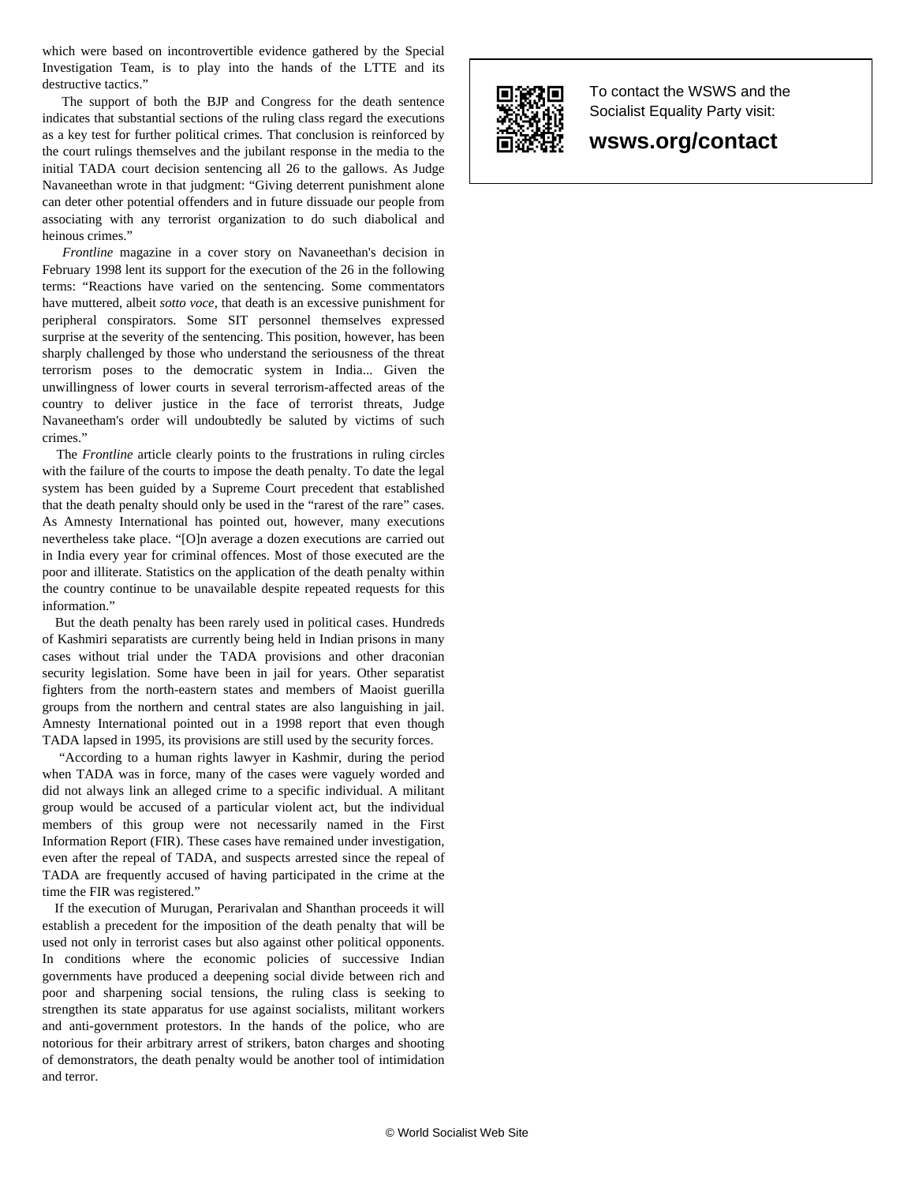which were based on incontrovertible evidence gathered by the Special Investigation Team, is to play into the hands of the LTTE and its destructive tactics."

The support of both the BJP and Congress for the death sentence indicates that substantial sections of the ruling class regard the executions as a key test for further political crimes. That conclusion is reinforced by the court rulings themselves and the jubilant response in the media to the initial TADA court decision sentencing all 26 to the gallows. As Judge Navaneethan wrote in that judgment: "Giving deterrent punishment alone can deter other potential offenders and in future dissuade our people from associating with any terrorist organization to do such diabolical and heinous crimes."

*Frontline* magazine in a cover story on Navaneethan's decision in February 1998 lent its support for the execution of the 26 in the following terms: "Reactions have varied on the sentencing. Some commentators have muttered, albeit *sotto voce,* that death is an excessive punishment for peripheral conspirators. Some SIT personnel themselves expressed surprise at the severity of the sentencing. This position, however, has been sharply challenged by those who understand the seriousness of the threat terrorism poses to the democratic system in India... Given the unwillingness of lower courts in several terrorism-affected areas of the country to deliver justice in the face of terrorist threats, Judge Navaneetham's order will undoubtedly be saluted by victims of such crimes."

The *Frontline* article clearly points to the frustrations in ruling circles with the failure of the courts to impose the death penalty. To date the legal system has been guided by a Supreme Court precedent that established that the death penalty should only be used in the "rarest of the rare" cases. As Amnesty International has pointed out, however, many executions nevertheless take place. "[O]n average a dozen executions are carried out in India every year for criminal offences. Most of those executed are the poor and illiterate. Statistics on the application of the death penalty within the country continue to be unavailable despite repeated requests for this information."

But the death penalty has been rarely used in political cases. Hundreds of Kashmiri separatists are currently being held in Indian prisons in many cases without trial under the TADA provisions and other draconian security legislation. Some have been in jail for years. Other separatist fighters from the north-eastern states and members of Maoist guerilla groups from the northern and central states are also languishing in jail. Amnesty International pointed out in a 1998 report that even though TADA lapsed in 1995, its provisions are still used by the security forces.

"According to a human rights lawyer in Kashmir, during the period when TADA was in force, many of the cases were vaguely worded and did not always link an alleged crime to a specific individual. A militant group would be accused of a particular violent act, but the individual members of this group were not necessarily named in the First Information Report (FIR). These cases have remained under investigation, even after the repeal of TADA, and suspects arrested since the repeal of TADA are frequently accused of having participated in the crime at the time the FIR was registered."

If the execution of Murugan, Perarivalan and Shanthan proceeds it will establish a precedent for the imposition of the death penalty that will be used not only in terrorist cases but also against other political opponents. In conditions where the economic policies of successive Indian governments have produced a deepening social divide between rich and poor and sharpening social tensions, the ruling class is seeking to strengthen its state apparatus for use against socialists, militant workers and anti-government protestors. In the hands of the police, who are notorious for their arbitrary arrest of strikers, baton charges and shooting of demonstrators, the death penalty would be another tool of intimidation and terror.

To contact the WSWS and the Socialist Equality Party visit:

**wsws.org/contact**